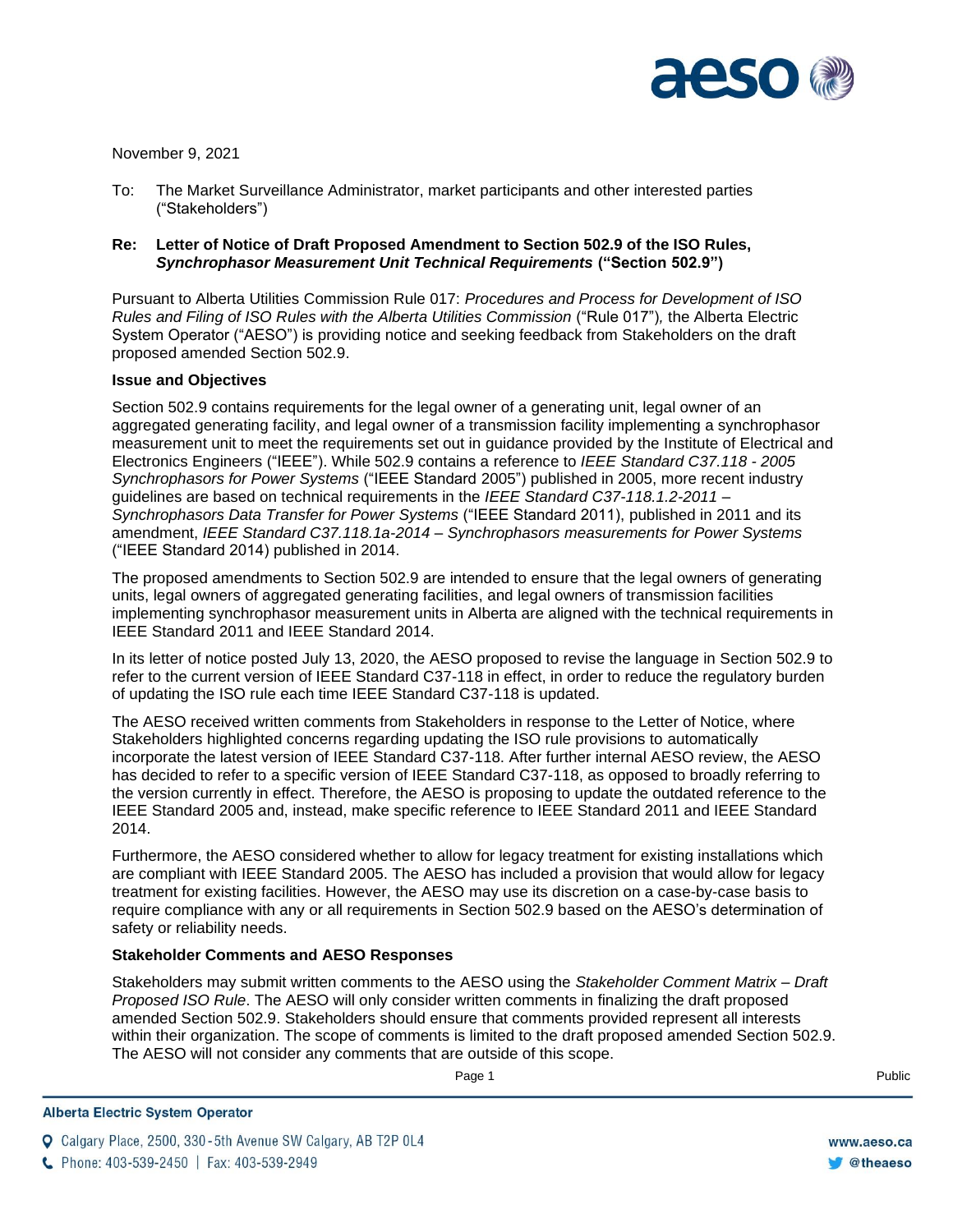November 9, 2021

To: The Market Surveillance Administrator, market participants and other interested parties ("Stakeholders")

**Re: Letter of Notice of Draft Proposed Amendment to Section 502.9 of the ISO Rules, *Synchrophasor Measurement Unit Technical Requirements* ("Section 502.9")**

Pursuant to Alberta Utilities Commission Rule 017: *Procedures and Process for Development of ISO Rules and Filing of ISO Rules with the Alberta Utilities Commission* ("Rule 017"), the Alberta Electric System Operator ("AESO") is providing notice and seeking feedback from Stakeholders on the draft proposed amended Section 502.9.

**Issue and Objectives**

Section 502.9 contains requirements for the legal owner of a generating unit, legal owner of an aggregated generating facility, and legal owner of a transmission facility implementing a synchrophasor measurement unit to meet the requirements set out in guidance provided by the Institute of Electrical and Electronics Engineers ("IEEE"). While 502.9 contains a reference to *IEEE Standard C37.118 - 2005 Synchrophasors for Power Systems* ("IEEE Standard 2005") published in 2005, more recent industry guidelines are based on technical requirements in the *IEEE Standard C37-118.1.2-2011 – Synchrophasors Data Transfer for Power Systems* ("IEEE Standard 2011), published in 2011 and its amendment, *IEEE Standard C37.118.1a-2014 – Synchrophasors measurements for Power Systems* ("IEEE Standard 2014) published in 2014.

The proposed amendments to Section 502.9 are intended to ensure that the legal owners of generating units, legal owners of aggregated generating facilities, and legal owners of transmission facilities implementing synchrophasor measurement units in Alberta are aligned with the technical requirements in IEEE Standard 2011 and IEEE Standard 2014.

In its letter of notice posted July 13, 2020, the AESO proposed to revise the language in Section 502.9 to refer to the current version of IEEE Standard C37-118 in effect, in order to reduce the regulatory burden of updating the ISO rule each time IEEE Standard C37-118 is updated.

The AESO received written comments from Stakeholders in response to the Letter of Notice, where Stakeholders highlighted concerns regarding updating the ISO rule provisions to automatically incorporate the latest version of IEEE Standard C37-118. After further internal AESO review, the AESO has decided to refer to a specific version of IEEE Standard C37-118, as opposed to broadly referring to the version currently in effect. Therefore, the AESO is proposing to update the outdated reference to the IEEE Standard 2005 and, instead, make specific reference to IEEE Standard 2011 and IEEE Standard 2014.

Furthermore, the AESO considered whether to allow for legacy treatment for existing installations which are compliant with IEEE Standard 2005. The AESO has included a provision that would allow for legacy treatment for existing facilities. However, the AESO may use its discretion on a case-by-case basis to require compliance with any or all requirements in Section 502.9 based on the AESO's determination of safety or reliability needs.

**Stakeholder Comments and AESO Responses**

Stakeholders may submit written comments to the AESO using the *Stakeholder Comment Matrix – Draft Proposed ISO Rule*. The AESO will only consider written comments in finalizing the draft proposed amended Section 502.9. Stakeholders should ensure that comments provided represent all interests within their organization. The scope of comments is limited to the draft proposed amended Section 502.9. The AESO will not consider any comments that are outside of this scope.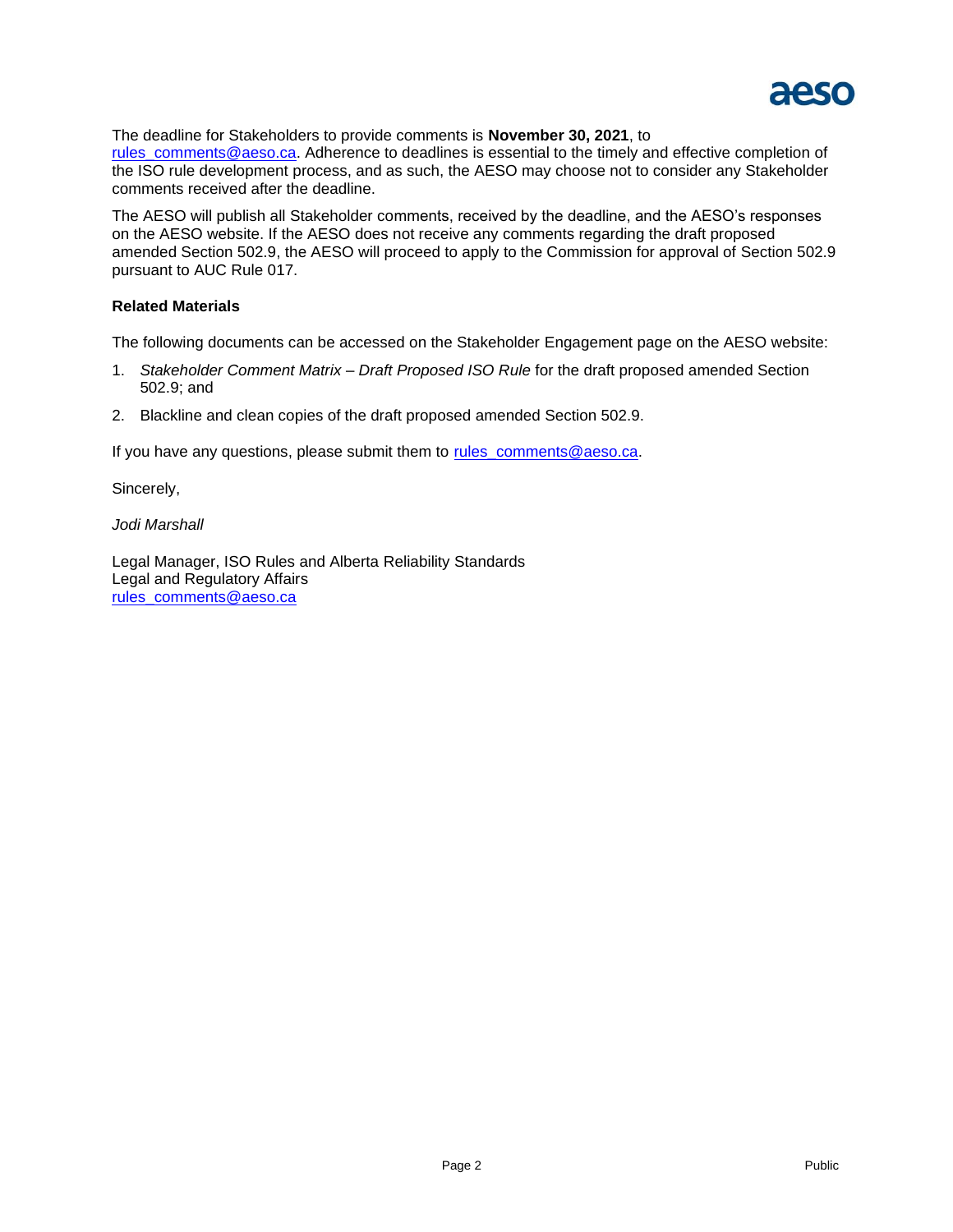The deadline for Stakeholders to provide comments is **November 30, 2021**, to rules_comments@aeso.ca. Adherence to deadlines is essential to the timely and effective completion of the ISO rule development process, and as such, the AESO may choose not to consider any Stakeholder comments received after the deadline.

The AESO will publish all Stakeholder comments, received by the deadline, and the AESO's responses on the AESO website. If the AESO does not receive any comments regarding the draft proposed amended Section 502.9, the AESO will proceed to apply to the Commission for approval of Section 502.9 pursuant to AUC Rule 017.

**Related Materials**

The following documents can be accessed on the Stakeholder Engagement page on the AESO website:

1. *Stakeholder Comment Matrix – Draft Proposed ISO Rule* for the draft proposed amended Section 502.9; and
2. Blackline and clean copies of the draft proposed amended Section 502.9.

If you have any questions, please submit them to rules_comments@aeso.ca.

Sincerely,

*Jodi Marshall*

Legal Manager, ISO Rules and Alberta Reliability Standards
Legal and Regulatory Affairs
rules_comments@aeso.ca